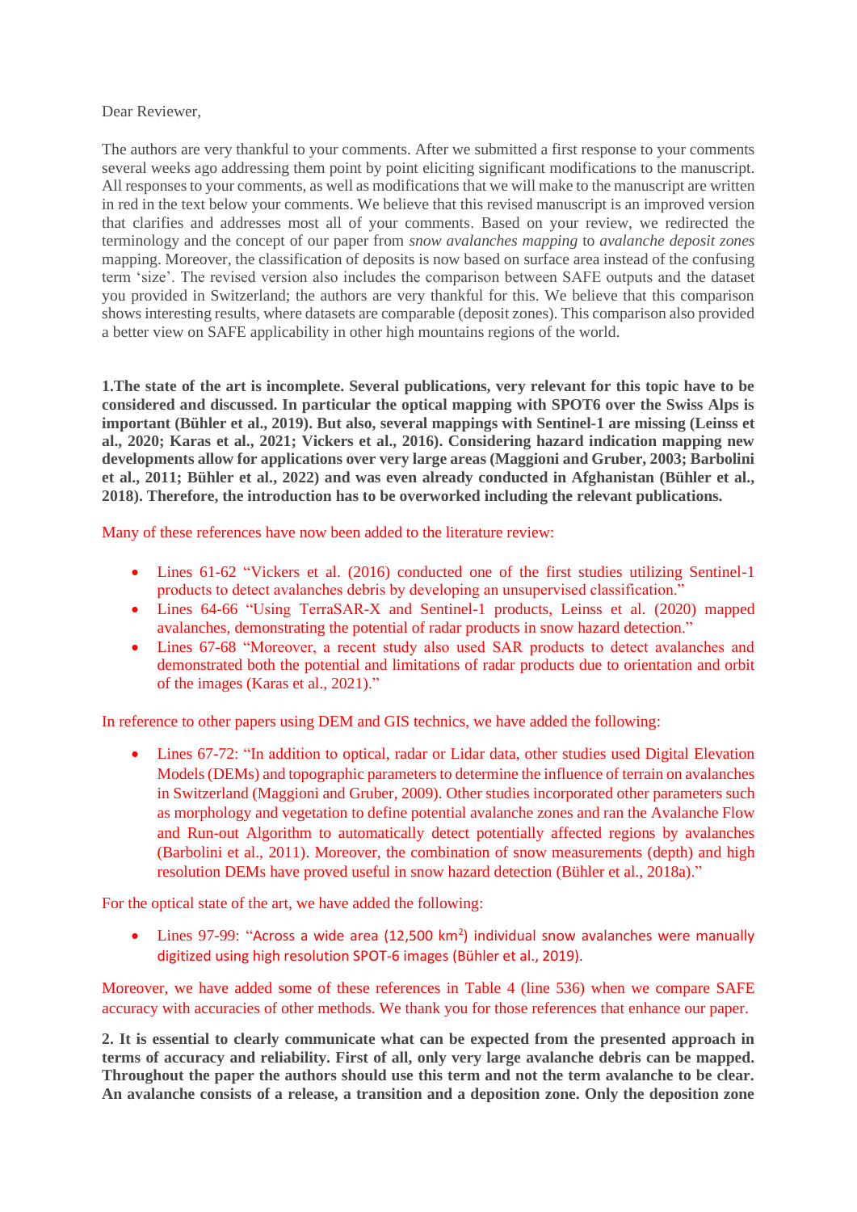Dear Reviewer,

The authors are very thankful to your comments. After we submitted a first response to your comments several weeks ago addressing them point by point eliciting significant modifications to the manuscript. All responses to your comments, as well as modifications that we will make to the manuscript are written in red in the text below your comments. We believe that this revised manuscript is an improved version that clarifies and addresses most all of your comments. Based on your review, we redirected the terminology and the concept of our paper from *snow avalanches mapping* to *avalanche deposit zones* mapping. Moreover, the classification of deposits is now based on surface area instead of the confusing term 'size'. The revised version also includes the comparison between SAFE outputs and the dataset you provided in Switzerland; the authors are very thankful for this. We believe that this comparison shows interesting results, where datasets are comparable (deposit zones). This comparison also provided a better view on SAFE applicability in other high mountains regions of the world.

**1.The state of the art is incomplete. Several publications, very relevant for this topic have to be considered and discussed. In particular the optical mapping with SPOT6 over the Swiss Alps is important (Bühler et al., 2019). But also, several mappings with Sentinel-1 are missing (Leinss et al., 2020; Karas et al., 2021; Vickers et al., 2016). Considering hazard indication mapping new developments allow for applications over very large areas (Maggioni and Gruber, 2003; Barbolini et al., 2011; Bühler et al., 2022) and was even already conducted in Afghanistan (Bühler et al., 2018). Therefore, the introduction has to be overworked including the relevant publications.**

Many of these references have now been added to the literature review:

- Lines 61-62 "Vickers et al. (2016) conducted one of the first studies utilizing Sentinel-1 products to detect avalanches debris by developing an unsupervised classification."
- Lines 64-66 "Using TerraSAR-X and Sentinel-1 products, Leinss et al. (2020) mapped avalanches, demonstrating the potential of radar products in snow hazard detection."
- Lines 67-68 "Moreover, a recent study also used SAR products to detect avalanches and demonstrated both the potential and limitations of radar products due to orientation and orbit of the images (Karas et al., 2021)."

In reference to other papers using DEM and GIS technics, we have added the following:

- Lines 67-72: "In addition to optical, radar or Lidar data, other studies used Digital Elevation Models (DEMs) and topographic parameters to determine the influence of terrain on avalanches in Switzerland (Maggioni and Gruber, 2009). Other studies incorporated other parameters such as morphology and vegetation to define potential avalanche zones and ran the Avalanche Flow and Run-out Algorithm to automatically detect potentially affected regions by avalanches (Barbolini et al., 2011). Moreover, the combination of snow measurements (depth) and high resolution DEMs have proved useful in snow hazard detection (Bühler et al., 2018a)."

For the optical state of the art, we have added the following:

- Lines 97-99: "Across a wide area (12,500 km$^2$) individual snow avalanches were manually digitized using high resolution SPOT-6 images (Bühler et al., 2019).

Moreover, we have added some of these references in Table 4 (line 536) when we compare SAFE accuracy with accuracies of other methods. We thank you for those references that enhance our paper.

**2. It is essential to clearly communicate what can be expected from the presented approach in terms of accuracy and reliability. First of all, only very large avalanche debris can be mapped. Throughout the paper the authors should use this term and not the term avalanche to be clear. An avalanche consists of a release, a transition and a deposition zone. Only the deposition zone**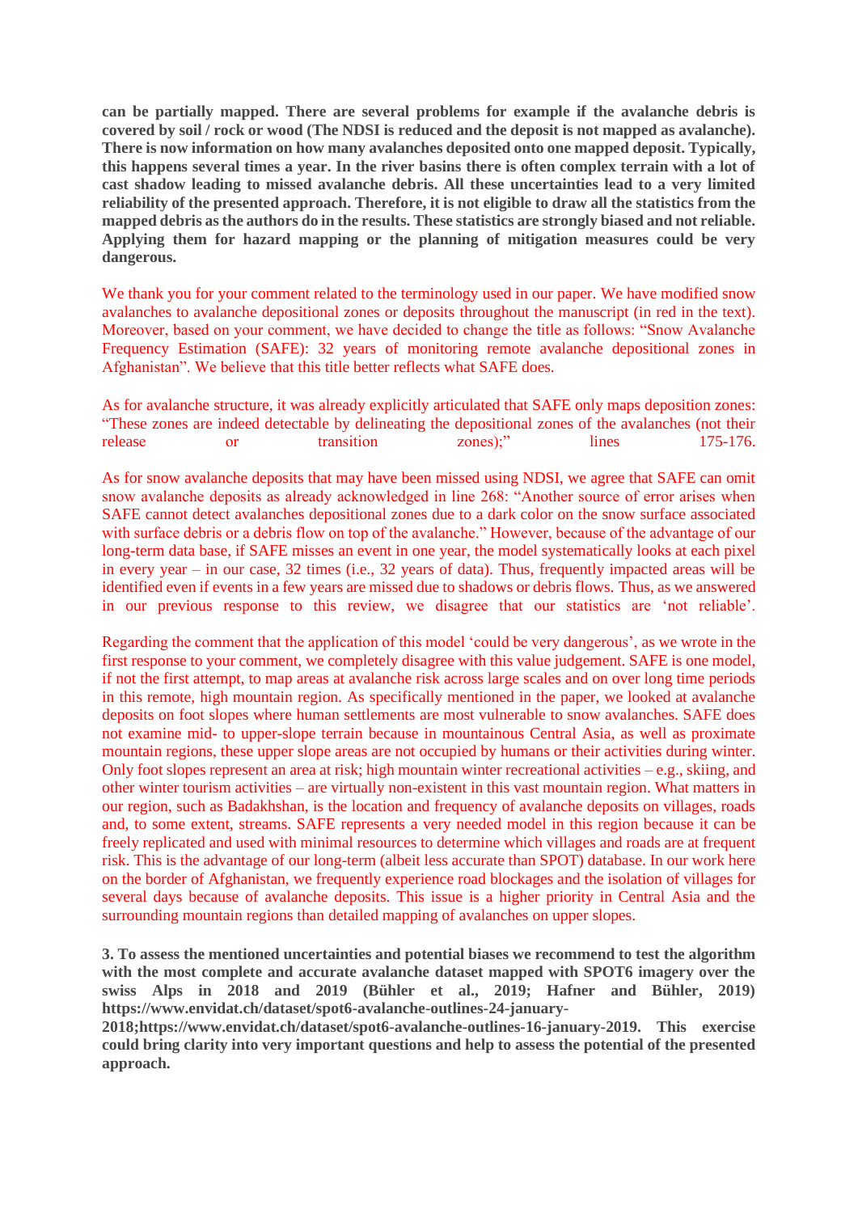**can be partially mapped. There are several problems for example if the avalanche debris is covered by soil / rock or wood (The NDSI is reduced and the deposit is not mapped as avalanche). There is now information on how many avalanches deposited onto one mapped deposit. Typically, this happens several times a year. In the river basins there is often complex terrain with a lot of cast shadow leading to missed avalanche debris. All these uncertainties lead to a very limited reliability of the presented approach. Therefore, it is not eligible to draw all the statistics from the mapped debris as the authors do in the results. These statistics are strongly biased and not reliable. Applying them for hazard mapping or the planning of mitigation measures could be very dangerous.**

We thank you for your comment related to the terminology used in our paper. We have modified snow avalanches to avalanche depositional zones or deposits throughout the manuscript (in red in the text). Moreover, based on your comment, we have decided to change the title as follows: "Snow Avalanche Frequency Estimation (SAFE): 32 years of monitoring remote avalanche depositional zones in Afghanistan". We believe that this title better reflects what SAFE does.

As for avalanche structure, it was already explicitly articulated that SAFE only maps deposition zones: "These zones are indeed detectable by delineating the depositional zones of the avalanches (not their release or transition zones);" lines 175-176.

As for snow avalanche deposits that may have been missed using NDSI, we agree that SAFE can omit snow avalanche deposits as already acknowledged in line 268: "Another source of error arises when SAFE cannot detect avalanches depositional zones due to a dark color on the snow surface associated with surface debris or a debris flow on top of the avalanche." However, because of the advantage of our long-term data base, if SAFE misses an event in one year, the model systematically looks at each pixel in every year – in our case, 32 times (i.e., 32 years of data). Thus, frequently impacted areas will be identified even if events in a few years are missed due to shadows or debris flows. Thus, as we answered in our previous response to this review, we disagree that our statistics are 'not reliable'.

Regarding the comment that the application of this model 'could be very dangerous', as we wrote in the first response to your comment, we completely disagree with this value judgement. SAFE is one model, if not the first attempt, to map areas at avalanche risk across large scales and on over long time periods in this remote, high mountain region. As specifically mentioned in the paper, we looked at avalanche deposits on foot slopes where human settlements are most vulnerable to snow avalanches. SAFE does not examine mid- to upper-slope terrain because in mountainous Central Asia, as well as proximate mountain regions, these upper slope areas are not occupied by humans or their activities during winter. Only foot slopes represent an area at risk; high mountain winter recreational activities – e.g., skiing, and other winter tourism activities – are virtually non-existent in this vast mountain region. What matters in our region, such as Badakhshan, is the location and frequency of avalanche deposits on villages, roads and, to some extent, streams. SAFE represents a very needed model in this region because it can be freely replicated and used with minimal resources to determine which villages and roads are at frequent risk. This is the advantage of our long-term (albeit less accurate than SPOT) database. In our work here on the border of Afghanistan, we frequently experience road blockages and the isolation of villages for several days because of avalanche deposits. This issue is a higher priority in Central Asia and the surrounding mountain regions than detailed mapping of avalanches on upper slopes.

**3. To assess the mentioned uncertainties and potential biases we recommend to test the algorithm with the most complete and accurate avalanche dataset mapped with SPOT6 imagery over the swiss Alps in 2018 and 2019 (Bühler et al., 2019; Hafner and Bühler, 2019) https://www.envidat.ch/dataset/spot6-avalanche-outlines-24-january-2018;https://www.envidat.ch/dataset/spot6-avalanche-outlines-16-january-2019. This exercise could bring clarity into very important questions and help to assess the potential of the presented approach.**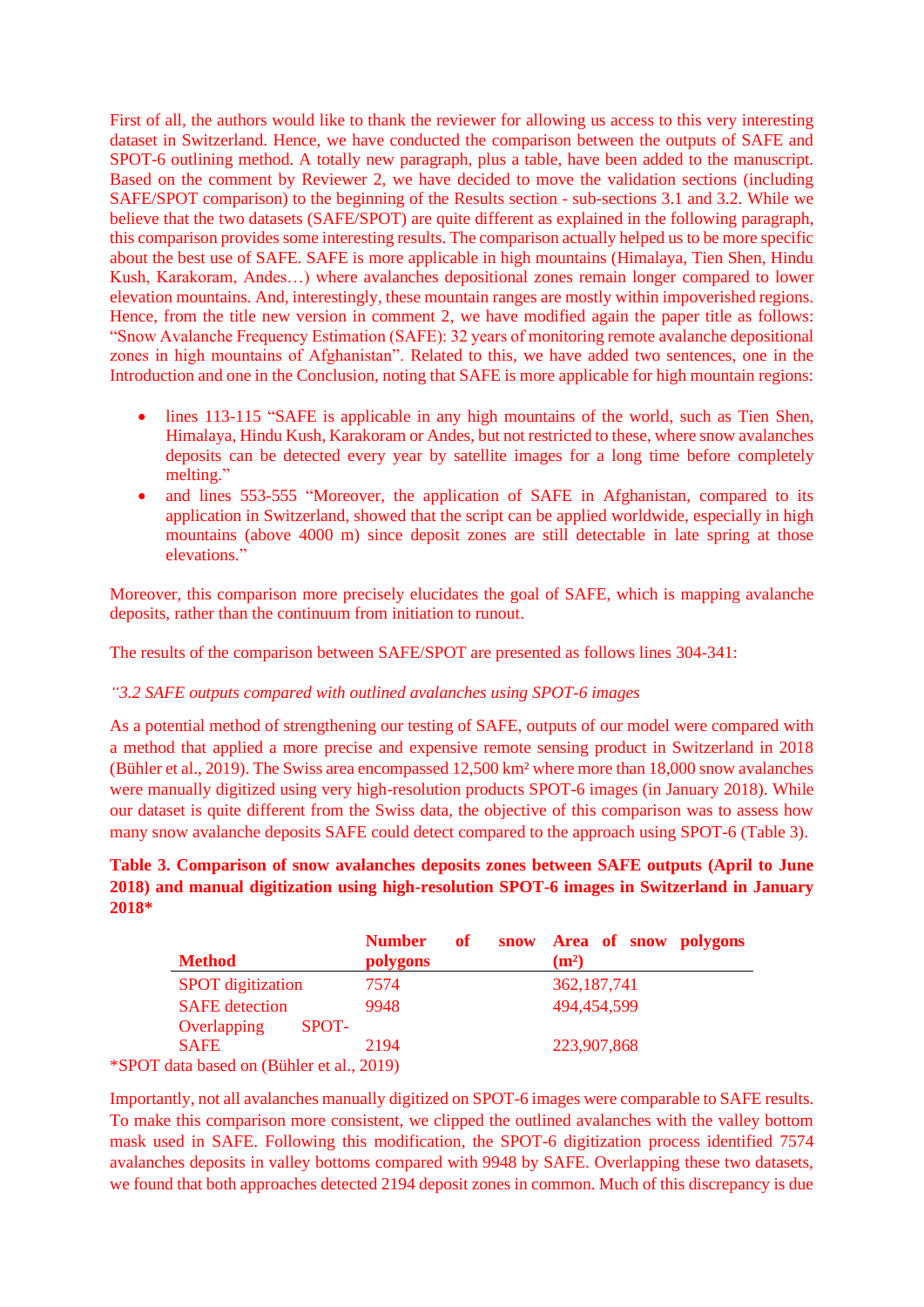First of all, the authors would like to thank the reviewer for allowing us access to this very interesting dataset in Switzerland. Hence, we have conducted the comparison between the outputs of SAFE and SPOT-6 outlining method. A totally new paragraph, plus a table, have been added to the manuscript. Based on the comment by Reviewer 2, we have decided to move the validation sections (including SAFE/SPOT comparison) to the beginning of the Results section - sub-sections 3.1 and 3.2. While we believe that the two datasets (SAFE/SPOT) are quite different as explained in the following paragraph, this comparison provides some interesting results. The comparison actually helped us to be more specific about the best use of SAFE. SAFE is more applicable in high mountains (Himalaya, Tien Shen, Hindu Kush, Karakoram, Andes…) where avalanches depositional zones remain longer compared to lower elevation mountains. And, interestingly, these mountain ranges are mostly within impoverished regions. Hence, from the title new version in comment 2, we have modified again the paper title as follows: "Snow Avalanche Frequency Estimation (SAFE): 32 years of monitoring remote avalanche depositional zones in high mountains of Afghanistan". Related to this, we have added two sentences, one in the Introduction and one in the Conclusion, noting that SAFE is more applicable for high mountain regions:

- lines 113-115 "SAFE is applicable in any high mountains of the world, such as Tien Shen, Himalaya, Hindu Kush, Karakoram or Andes, but not restricted to these, where snow avalanches deposits can be detected every year by satellite images for a long time before completely melting."
- and lines 553-555 "Moreover, the application of SAFE in Afghanistan, compared to its application in Switzerland, showed that the script can be applied worldwide, especially in high mountains (above 4000 m) since deposit zones are still detectable in late spring at those elevations."

Moreover, this comparison more precisely elucidates the goal of SAFE, which is mapping avalanche deposits, rather than the continuum from initiation to runout.

The results of the comparison between SAFE/SPOT are presented as follows lines 304-341:

*"3.2 SAFE outputs compared with outlined avalanches using SPOT-6 images*

As a potential method of strengthening our testing of SAFE, outputs of our model were compared with a method that applied a more precise and expensive remote sensing product in Switzerland in 2018 (Bühler et al., 2019). The Swiss area encompassed 12,500 km² where more than 18,000 snow avalanches were manually digitized using very high-resolution products SPOT-6 images (in January 2018). While our dataset is quite different from the Swiss data, the objective of this comparison was to assess how many snow avalanche deposits SAFE could detect compared to the approach using SPOT-6 (Table 3).

**Table 3. Comparison of snow avalanches deposits zones between SAFE outputs (April to June 2018) and manual digitization using high-resolution SPOT-6 images in Switzerland in January 2018***

| Method | Number of snow polygons | Area of snow polygons (m²) |
|---|---|---|
| SPOT digitization | 7574 | 362,187,741 |
| SAFE detection | 9948 | 494,454,599 |
| Overlapping SPOT-SAFE | 2194 | 223,907,868 |

*SPOT data based on (Bühler et al., 2019)

Importantly, not all avalanches manually digitized on SPOT-6 images were comparable to SAFE results. To make this comparison more consistent, we clipped the outlined avalanches with the valley bottom mask used in SAFE. Following this modification, the SPOT-6 digitization process identified 7574 avalanches deposits in valley bottoms compared with 9948 by SAFE. Overlapping these two datasets, we found that both approaches detected 2194 deposit zones in common. Much of this discrepancy is due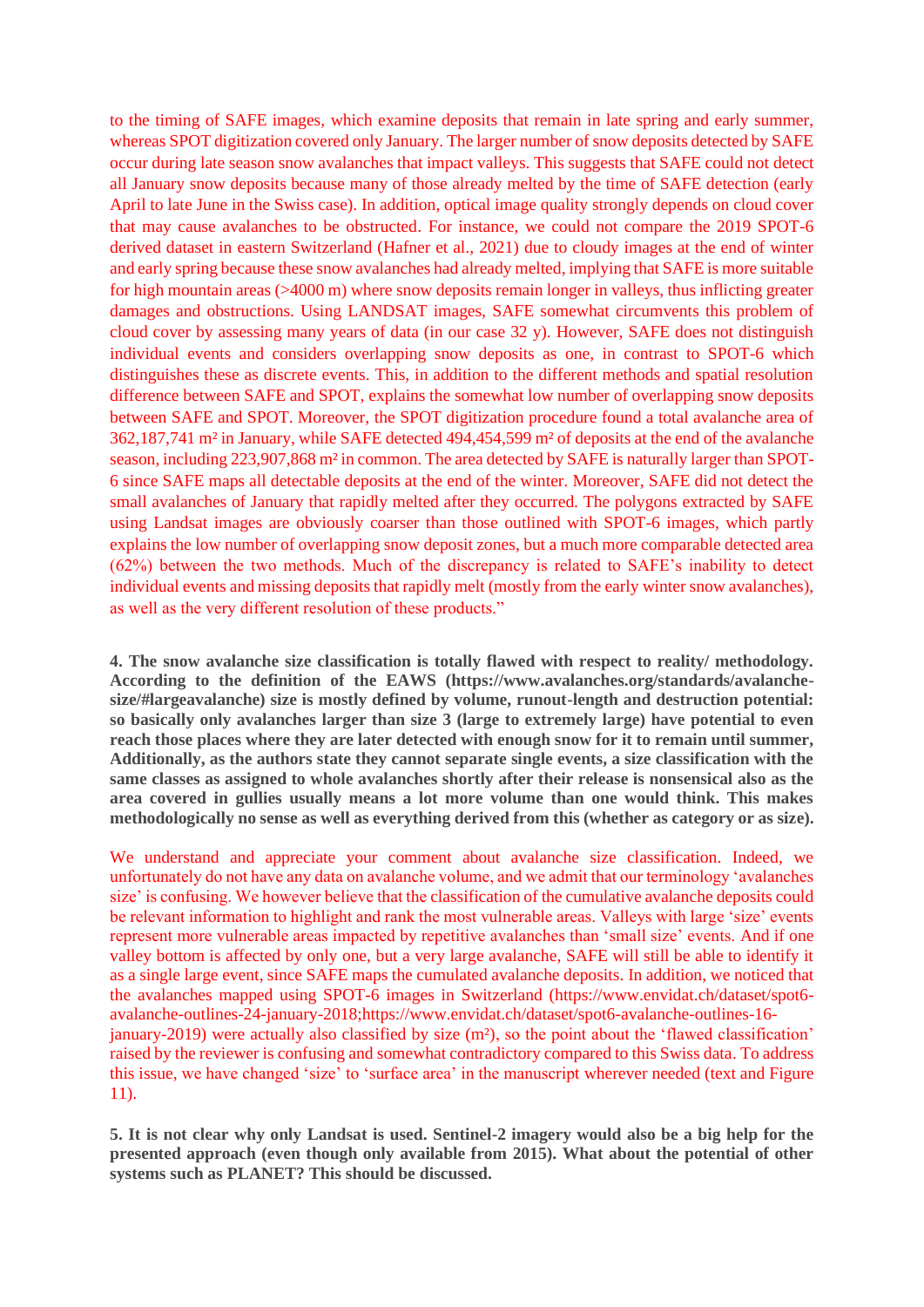to the timing of SAFE images, which examine deposits that remain in late spring and early summer, whereas SPOT digitization covered only January. The larger number of snow deposits detected by SAFE occur during late season snow avalanches that impact valleys. This suggests that SAFE could not detect all January snow deposits because many of those already melted by the time of SAFE detection (early April to late June in the Swiss case). In addition, optical image quality strongly depends on cloud cover that may cause avalanches to be obstructed. For instance, we could not compare the 2019 SPOT-6 derived dataset in eastern Switzerland (Hafner et al., 2021) due to cloudy images at the end of winter and early spring because these snow avalanches had already melted, implying that SAFE is more suitable for high mountain areas (>4000 m) where snow deposits remain longer in valleys, thus inflicting greater damages and obstructions. Using LANDSAT images, SAFE somewhat circumvents this problem of cloud cover by assessing many years of data (in our case 32 y). However, SAFE does not distinguish individual events and considers overlapping snow deposits as one, in contrast to SPOT-6 which distinguishes these as discrete events. This, in addition to the different methods and spatial resolution difference between SAFE and SPOT, explains the somewhat low number of overlapping snow deposits between SAFE and SPOT. Moreover, the SPOT digitization procedure found a total avalanche area of 362,187,741 m² in January, while SAFE detected 494,454,599 m² of deposits at the end of the avalanche season, including 223,907,868 m² in common. The area detected by SAFE is naturally larger than SPOT-6 since SAFE maps all detectable deposits at the end of the winter. Moreover, SAFE did not detect the small avalanches of January that rapidly melted after they occurred. The polygons extracted by SAFE using Landsat images are obviously coarser than those outlined with SPOT-6 images, which partly explains the low number of overlapping snow deposit zones, but a much more comparable detected area (62%) between the two methods. Much of the discrepancy is related to SAFE's inability to detect individual events and missing deposits that rapidly melt (mostly from the early winter snow avalanches), as well as the very different resolution of these products."

**4. The snow avalanche size classification is totally flawed with respect to reality/ methodology. According to the definition of the EAWS (https://www.avalanches.org/standards/avalanche-size/#largeavalanche) size is mostly defined by volume, runout-length and destruction potential: so basically only avalanches larger than size 3 (large to extremely large) have potential to even reach those places where they are later detected with enough snow for it to remain until summer, Additionally, as the authors state they cannot separate single events, a size classification with the same classes as assigned to whole avalanches shortly after their release is nonsensical also as the area covered in gullies usually means a lot more volume than one would think. This makes methodologically no sense as well as everything derived from this (whether as category or as size).**

We understand and appreciate your comment about avalanche size classification. Indeed, we unfortunately do not have any data on avalanche volume, and we admit that our terminology 'avalanches size' is confusing. We however believe that the classification of the cumulative avalanche deposits could be relevant information to highlight and rank the most vulnerable areas. Valleys with large 'size' events represent more vulnerable areas impacted by repetitive avalanches than 'small size' events. And if one valley bottom is affected by only one, but a very large avalanche, SAFE will still be able to identify it as a single large event, since SAFE maps the cumulated avalanche deposits. In addition, we noticed that the avalanches mapped using SPOT-6 images in Switzerland (https://www.envidat.ch/dataset/spot6-avalanche-outlines-24-january-2018;https://www.envidat.ch/dataset/spot6-avalanche-outlines-16-january-2019) were actually also classified by size (m²), so the point about the 'flawed classification' raised by the reviewer is confusing and somewhat contradictory compared to this Swiss data. To address this issue, we have changed 'size' to 'surface area' in the manuscript wherever needed (text and Figure 11).

**5. It is not clear why only Landsat is used. Sentinel-2 imagery would also be a big help for the presented approach (even though only available from 2015). What about the potential of other systems such as PLANET? This should be discussed.**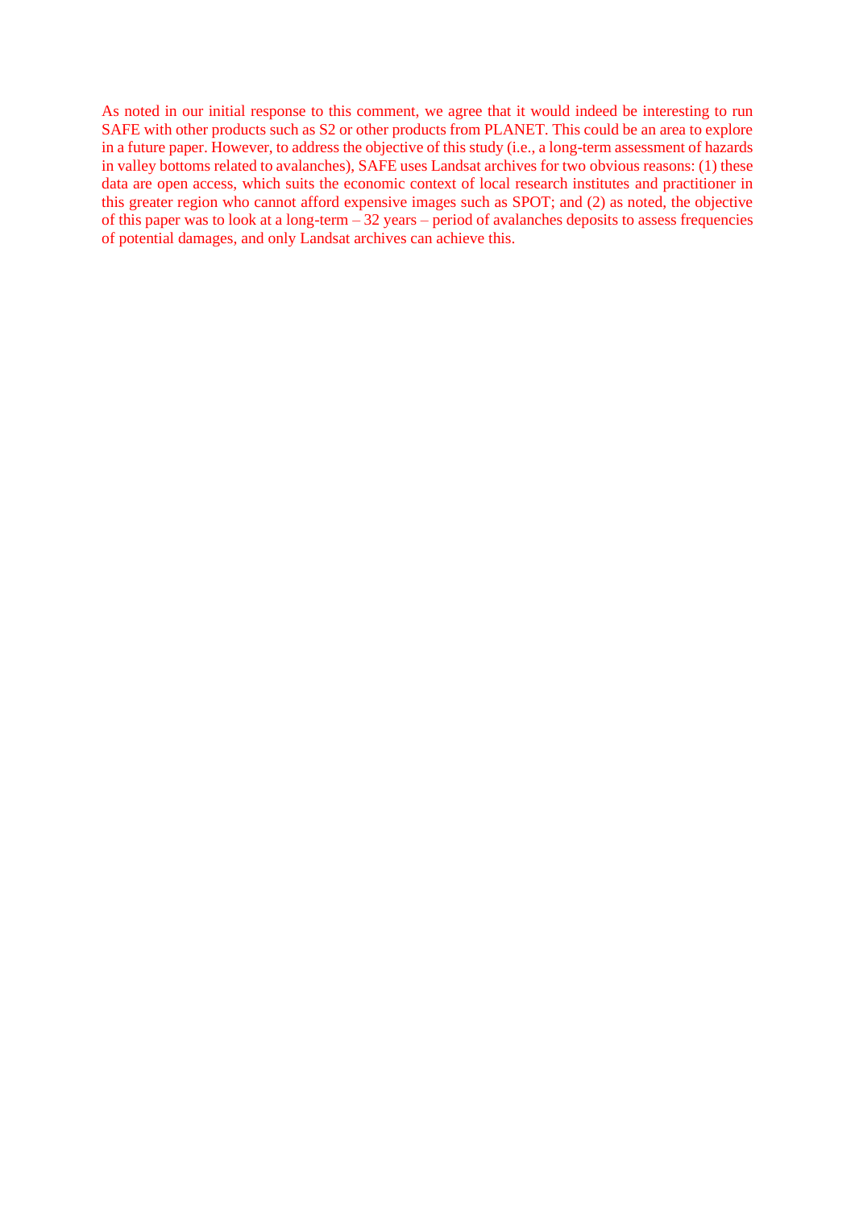As noted in our initial response to this comment, we agree that it would indeed be interesting to run SAFE with other products such as S2 or other products from PLANET. This could be an area to explore in a future paper. However, to address the objective of this study (i.e., a long-term assessment of hazards in valley bottoms related to avalanches), SAFE uses Landsat archives for two obvious reasons: (1) these data are open access, which suits the economic context of local research institutes and practitioner in this greater region who cannot afford expensive images such as SPOT; and (2) as noted, the objective of this paper was to look at a long-term – 32 years – period of avalanches deposits to assess frequencies of potential damages, and only Landsat archives can achieve this.